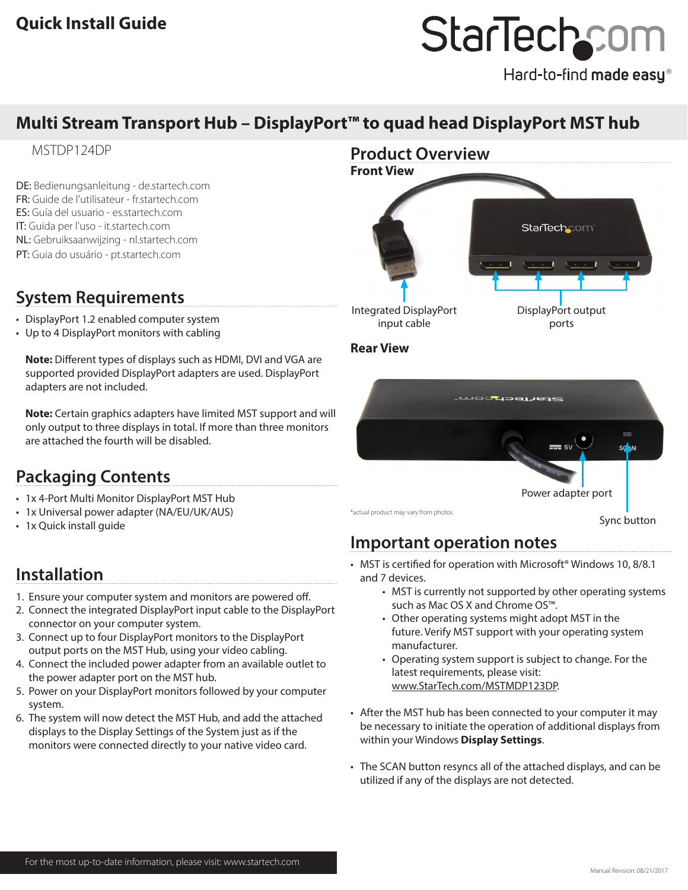**Quick Install Guide**

StarTech.com
Hard-to-find made easy®

# Multi Stream Transport Hub – DisplayPort™ to quad head DisplayPort MST hub

MSTDP124DP

DE: Bedienungsanleitung - de.startech.com
FR: Guide de l'utilisateur - fr.startech.com
ES: Guía del usuario - es.startech.com
IT: Guida per l'uso - it.startech.com
NL: Gebruiksaanwijzing - nl.startech.com
PT: Guia do usuário - pt.startech.com

## System Requirements

- DisplayPort 1.2 enabled computer system
- Up to 4 DisplayPort monitors with cabling

**Note:** Different types of displays such as HDMI, DVI and VGA are supported provided DisplayPort adapters are used. DisplayPort adapters are not included.

**Note:** Certain graphics adapters have limited MST support and will only output to three displays in total. If more than three monitors are attached the fourth will be disabled.

## Packaging Contents

- 1x 4-Port Multi Monitor DisplayPort MST Hub
- 1x Universal power adapter (NA/EU/UK/AUS)
- 1x Quick install guide

## Installation

1. Ensure your computer system and monitors are powered off.
2. Connect the integrated DisplayPort input cable to the DisplayPort connector on your computer system.
3. Connect up to four DisplayPort monitors to the DisplayPort output ports on the MST Hub, using your video cabling.
4. Connect the included power adapter from an available outlet to the power adapter port on the MST hub.
5. Power on your DisplayPort monitors followed by your computer system.
6. The system will now detect the MST Hub, and add the attached displays to the Display Settings of the System just as if the monitors were connected directly to your native video card.

## Product Overview

### Front View

Integrated DisplayPort input cable

DisplayPort output ports

### Rear View

Power adapter port

Sync button

*actual product may vary from photos

## Important operation notes

- MST is certified for operation with Microsoft® Windows 10, 8/8.1 and 7 devices.
  - MST is currently not supported by other operating systems such as Mac OS X and Chrome OS™.
  - Other operating systems might adopt MST in the future. Verify MST support with your operating system manufacturer.
  - Operating system support is subject to change. For the latest requirements, please visit: www.StarTech.com/MSTMDP123DP.
- After the MST hub has been connected to your computer it may be necessary to initiate the operation of additional displays from within your Windows **Display Settings**.
- The SCAN button resyncs all of the attached displays, and can be utilized if any of the displays are not detected.

For the most up-to-date information, please visit: www.startech.com

Manual Revision: 08/21/2017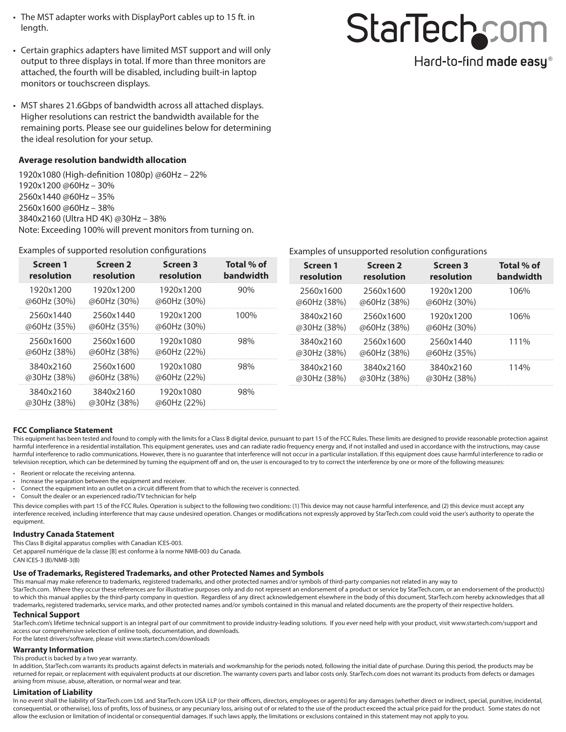- The MST adapter works with DisplayPort cables up to 15 ft. in length.
- Certain graphics adapters have limited MST support and will only output to three displays in total. If more than three monitors are attached, the fourth will be disabled, including built-in laptop monitors or touchscreen displays.
- MST shares 21.6Gbps of bandwidth across all attached displays. Higher resolutions can restrict the bandwidth available for the remaining ports. Please see our guidelines below for determining the ideal resolution for your setup.

**Average resolution bandwidth allocation**

1920x1080 (High-definition 1080p) @60Hz – 22%
1920x1200 @60Hz – 30%
2560x1440 @60Hz – 35%
2560x1600 @60Hz – 38%
3840x2160 (Ultra HD 4K) @30Hz – 38%
Note: Exceeding 100% will prevent monitors from turning on.

Examples of supported resolution configurations

| Screen 1 resolution | Screen 2 resolution | Screen 3 resolution | Total % of bandwidth |
|---|---|---|---|
| 1920x1200 @60Hz (30%) | 1920x1200 @60Hz (30%) | 1920x1200 @60Hz (30%) | 90% |
| 2560x1440 @60Hz (35%) | 2560x1440 @60Hz (35%) | 1920x1200 @60Hz (30%) | 100% |
| 2560x1600 @60Hz (38%) | 2560x1600 @60Hz (38%) | 1920x1080 @60Hz (22%) | 98% |
| 3840x2160 @30Hz (38%) | 2560x1600 @60Hz (38%) | 1920x1080 @60Hz (22%) | 98% |
| 3840x2160 @30Hz (38%) | 3840x2160 @30Hz (38%) | 1920x1080 @60Hz (22%) | 98% |

Examples of unsupported resolution configurations

| Screen 1 resolution | Screen 2 resolution | Screen 3 resolution | Total % of bandwidth |
|---|---|---|---|
| 2560x1600 @60Hz (38%) | 2560x1600 @60Hz (38%) | 1920x1200 @60Hz (30%) | 106% |
| 3840x2160 @30Hz (38%) | 2560x1600 @60Hz (38%) | 1920x1200 @60Hz (30%) | 106% |
| 3840x2160 @30Hz (38%) | 2560x1600 @60Hz (38%) | 2560x1440 @60Hz (35%) | 111% |
| 3840x2160 @30Hz (38%) | 3840x2160 @30Hz (38%) | 3840x2160 @30Hz (38%) | 114% |

#### FCC Compliance Statement

This equipment has been tested and found to comply with the limits for a Class B digital device, pursuant to part 15 of the FCC Rules. These limits are designed to provide reasonable protection against harmful interference in a residential installation. This equipment generates, uses and can radiate radio frequency energy and, if not installed and used in accordance with the instructions, may cause harmful interference to radio communications. However, there is no guarantee that interference will not occur in a particular installation. If this equipment does cause harmful interference to radio or television reception, which can be determined by turning the equipment off and on, the user is encouraged to try to correct the interference by one or more of the following measures:

- Reorient or relocate the receiving antenna.
- Increase the separation between the equipment and receiver.
- Connect the equipment into an outlet on a circuit different from that to which the receiver is connected.
- Consult the dealer or an experienced radio/TV technician for help

This device complies with part 15 of the FCC Rules. Operation is subject to the following two conditions: (1) This device may not cause harmful interference, and (2) this device must accept any interference received, including interference that may cause undesired operation. Changes or modifications not expressly approved by StarTech.com could void the user's authority to operate the equipment.

#### Industry Canada Statement

This Class B digital apparatus complies with Canadian ICES-003.
Cet appareil numérique de la classe [B] est conforme à la norme NMB-003 du Canada.
CAN ICES-3 (B)/NMB-3(B)

#### Use of Trademarks, Registered Trademarks, and other Protected Names and Symbols

This manual may make reference to trademarks, registered trademarks, and other protected names and/or symbols of third-party companies not related in any way to StarTech.com. Where they occur these references are for illustrative purposes only and do not represent an endorsement of a product or service by StarTech.com, or an endorsement of the product(s) to which this manual applies by the third-party company in question. Regardless of any direct acknowledgement elsewhere in the body of this document, StarTech.com hereby acknowledges that all trademarks, registered trademarks, service marks, and other protected names and/or symbols contained in this manual and related documents are the property of their respective holders.

#### Technical Support

StarTech.com's lifetime technical support is an integral part of our commitment to provide industry-leading solutions. If you ever need help with your product, visit www.startech.com/support and access our comprehensive selection of online tools, documentation, and downloads.
For the latest drivers/software, please visit www.startech.com/downloads

#### Warranty Information

This product is backed by a two year warranty.
In addition, StarTech.com warrants its products against defects in materials and workmanship for the periods noted, following the initial date of purchase. During this period, the products may be returned for repair, or replacement with equivalent products at our discretion. The warranty covers parts and labor costs only. StarTech.com does not warrant its products from defects or damages arising from misuse, abuse, alteration, or normal wear and tear.

#### Limitation of Liability

In no event shall the liability of StarTech.com Ltd. and StarTech.com USA LLP (or their officers, directors, employees or agents) for any damages (whether direct or indirect, special, punitive, incidental, consequential, or otherwise), loss of profits, loss of business, or any pecuniary loss, arising out of or related to the use of the product exceed the actual price paid for the product. Some states do not allow the exclusion or limitation of incidental or consequential damages. If such laws apply, the limitations or exclusions contained in this statement may not apply to you.